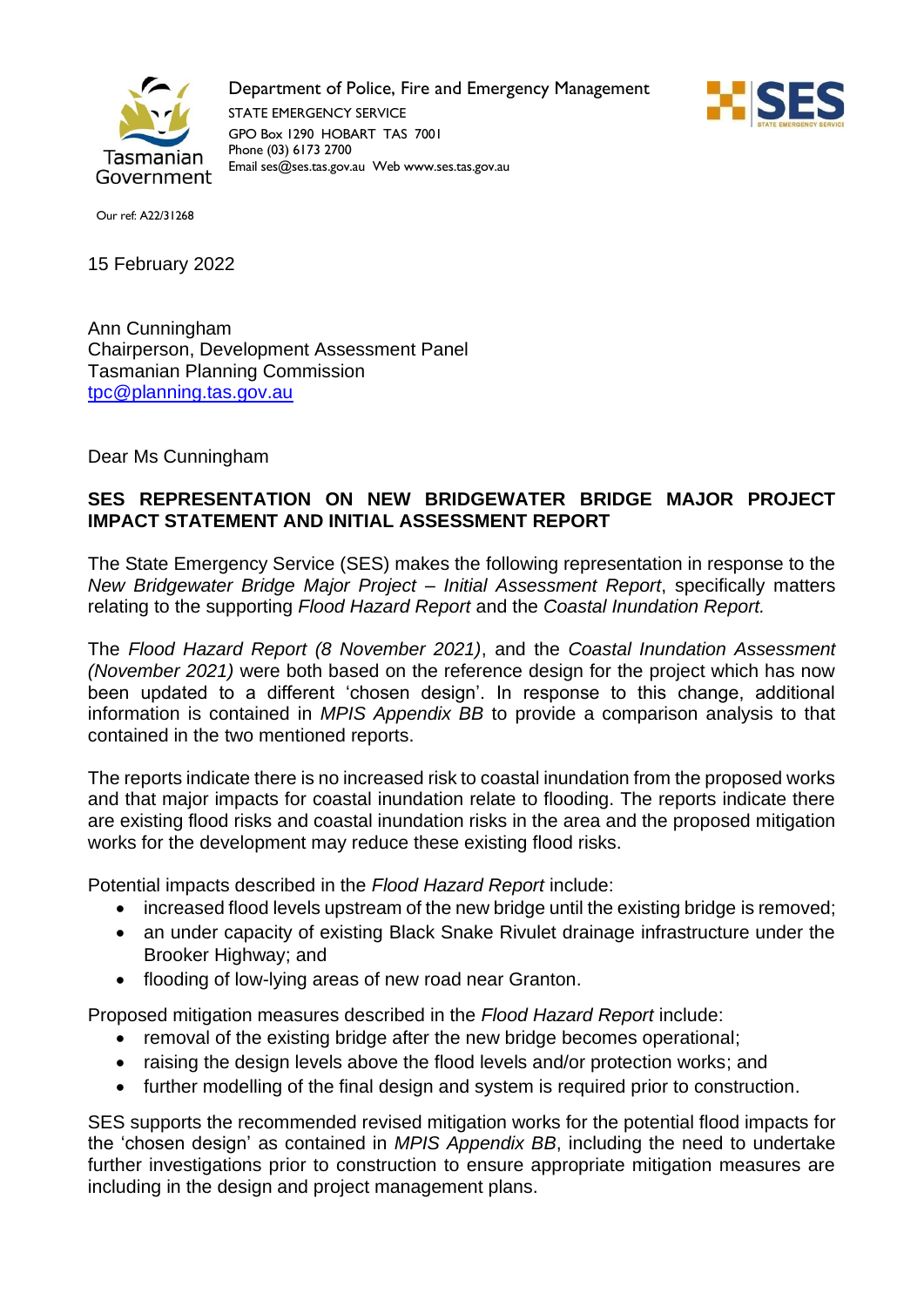Department of Police, Fire and Emergency Management
STATE EMERGENCY SERVICE
GPO Box 1290 HOBART TAS 7001
Phone (03) 6173 2700
Email ses@ses.tas.gov.au Web www.ses.tas.gov.au

Our ref: A22/31268

15 February 2022

Ann Cunningham
Chairperson, Development Assessment Panel
Tasmanian Planning Commission
tpc@planning.tas.gov.au

Dear Ms Cunningham

**SES REPRESENTATION ON NEW BRIDGEWATER BRIDGE MAJOR PROJECT IMPACT STATEMENT AND INITIAL ASSESSMENT REPORT**

The State Emergency Service (SES) makes the following representation in response to the *New Bridgewater Bridge Major Project – Initial Assessment Report*, specifically matters relating to the supporting *Flood Hazard Report* and the *Coastal Inundation Report.*

The *Flood Hazard Report (8 November 2021)*, and the *Coastal Inundation Assessment (November 2021)* were both based on the reference design for the project which has now been updated to a different 'chosen design'. In response to this change, additional information is contained in *MPIS Appendix BB* to provide a comparison analysis to that contained in the two mentioned reports.

The reports indicate there is no increased risk to coastal inundation from the proposed works and that major impacts for coastal inundation relate to flooding. The reports indicate there are existing flood risks and coastal inundation risks in the area and the proposed mitigation works for the development may reduce these existing flood risks.

Potential impacts described in the *Flood Hazard Report* include:

- increased flood levels upstream of the new bridge until the existing bridge is removed;
- an under capacity of existing Black Snake Rivulet drainage infrastructure under the Brooker Highway; and
- flooding of low-lying areas of new road near Granton.

Proposed mitigation measures described in the *Flood Hazard Report* include:

- removal of the existing bridge after the new bridge becomes operational;
- raising the design levels above the flood levels and/or protection works; and
- further modelling of the final design and system is required prior to construction.

SES supports the recommended revised mitigation works for the potential flood impacts for the 'chosen design' as contained in *MPIS Appendix BB*, including the need to undertake further investigations prior to construction to ensure appropriate mitigation measures are including in the design and project management plans.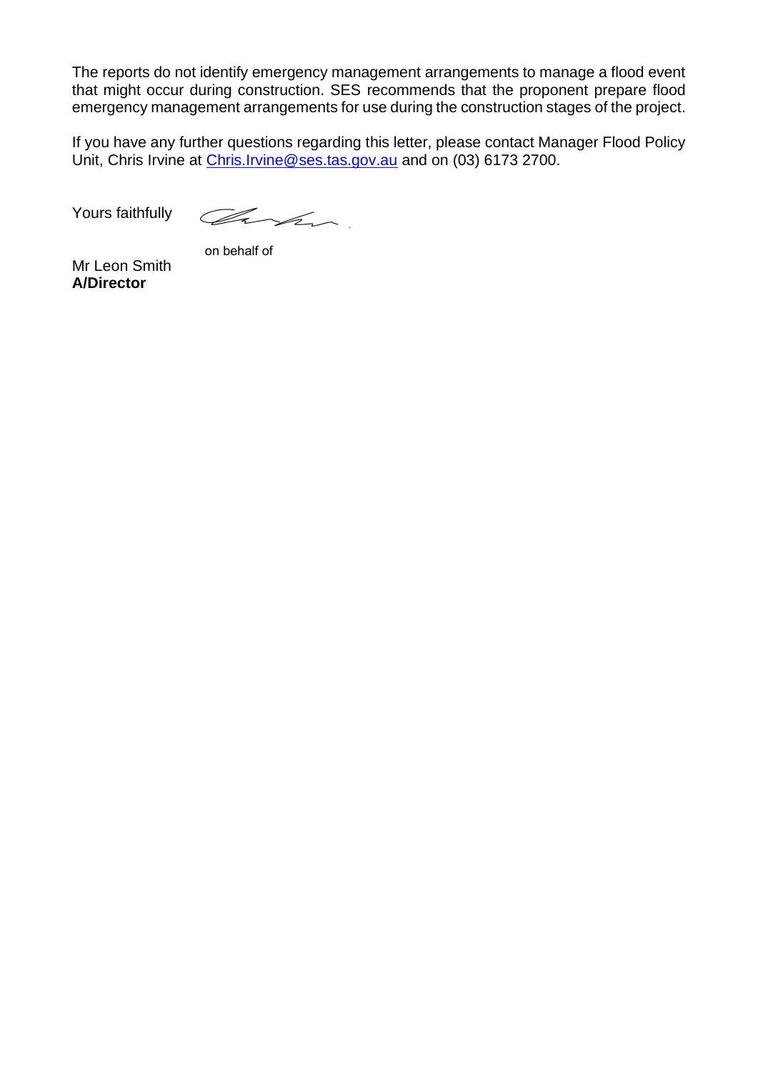The reports do not identify emergency management arrangements to manage a flood event that might occur during construction. SES recommends that the proponent prepare flood emergency management arrangements for use during the construction stages of the project.

If you have any further questions regarding this letter, please contact Manager Flood Policy Unit, Chris Irvine at Chris.Irvine@ses.tas.gov.au and on (03) 6173 2700.

Yours faithfully

on behalf of

Mr Leon Smith
**A/Director**